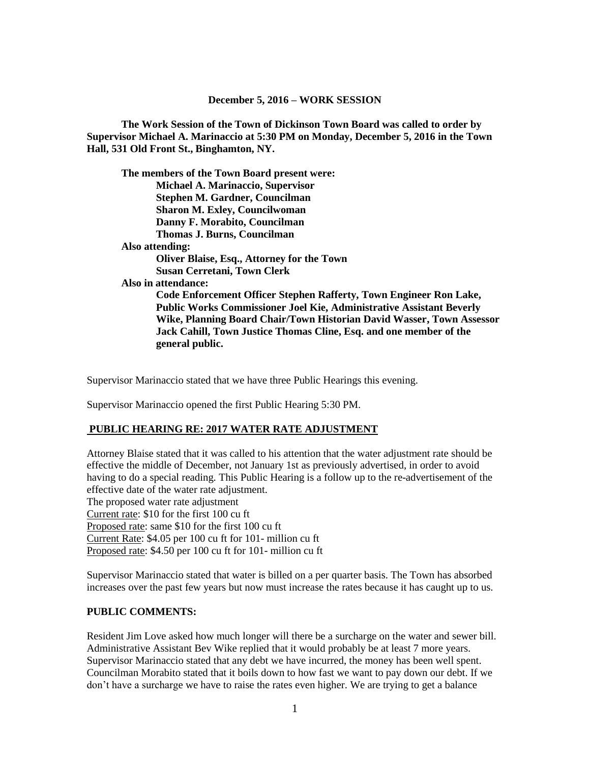**December 5, 2016 – WORK SESSION**

**The Work Session of the Town of Dickinson Town Board was called to order by Supervisor Michael A. Marinaccio at 5:30 PM on Monday, December 5, 2016 in the Town Hall, 531 Old Front St., Binghamton, NY.**

**The members of the Town Board present were:**
**Michael A. Marinaccio, Supervisor**
**Stephen M. Gardner, Councilman**
**Sharon M. Exley, Councilwoman**
**Danny F. Morabito, Councilman**
**Thomas J. Burns, Councilman**

**Also attending:**
**Oliver Blaise, Esq., Attorney for the Town**
**Susan Cerretani, Town Clerk**

**Also in attendance:**
**Code Enforcement Officer Stephen Rafferty, Town Engineer Ron Lake, Public Works Commissioner Joel Kie, Administrative Assistant Beverly Wike, Planning Board Chair/Town Historian David Wasser, Town Assessor Jack Cahill, Town Justice Thomas Cline, Esq. and one member of the general public.**

Supervisor Marinaccio stated that we have three Public Hearings this evening.

Supervisor Marinaccio opened the first Public Hearing 5:30 PM.

**PUBLIC HEARING RE: 2017 WATER RATE ADJUSTMENT**

Attorney Blaise stated that it was called to his attention that the water adjustment rate should be effective the middle of December, not January 1st as previously advertised, in order to avoid having to do a special reading. This Public Hearing is a follow up to the re-advertisement of the effective date of the water rate adjustment.
The proposed water rate adjustment
Current rate: $10 for the first 100 cu ft
Proposed rate: same $10 for the first 100 cu ft
Current Rate: $4.05 per 100 cu ft for 101- million cu ft
Proposed rate: $4.50 per 100 cu ft for 101- million cu ft

Supervisor Marinaccio stated that water is billed on a per quarter basis. The Town has absorbed increases over the past few years but now must increase the rates because it has caught up to us.

**PUBLIC COMMENTS:**

Resident Jim Love asked how much longer will there be a surcharge on the water and sewer bill. Administrative Assistant Bev Wike replied that it would probably be at least 7 more years. Supervisor Marinaccio stated that any debt we have incurred, the money has been well spent. Councilman Morabito stated that it boils down to how fast we want to pay down our debt. If we don't have a surcharge we have to raise the rates even higher. We are trying to get a balance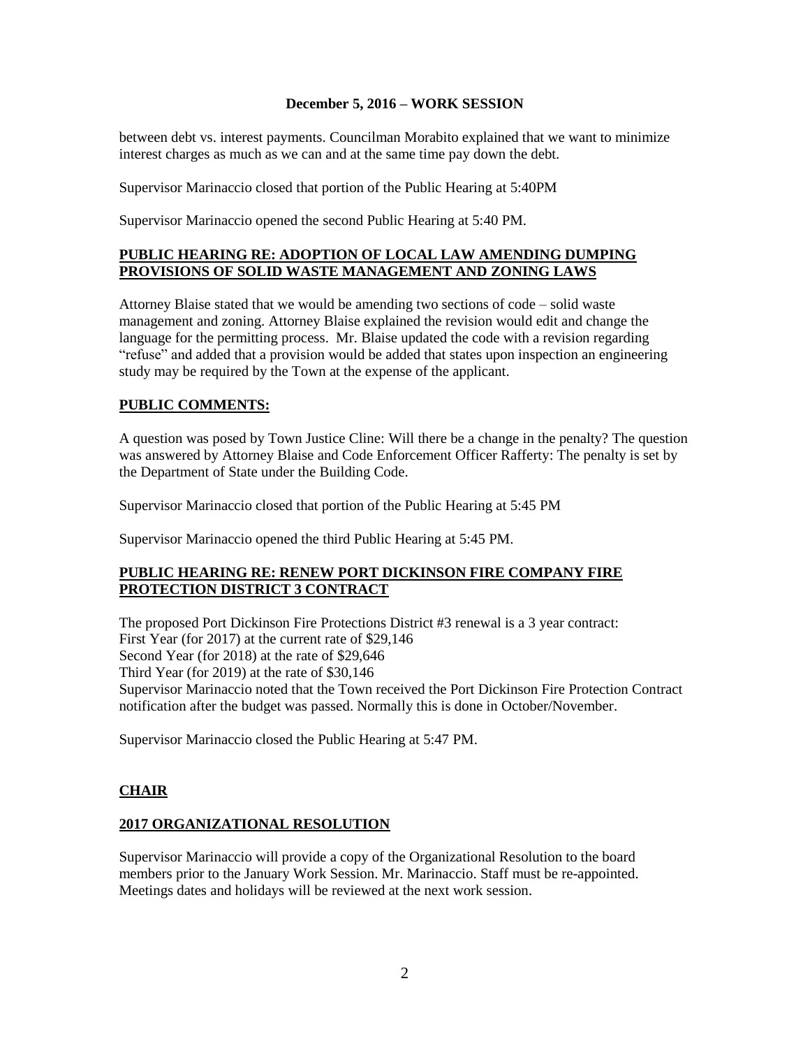between debt vs. interest payments. Councilman Morabito explained that we want to minimize interest charges as much as we can and at the same time pay down the debt.

Supervisor Marinaccio closed that portion of the Public Hearing at 5:40PM

Supervisor Marinaccio opened the second Public Hearing at 5:40 PM.

**PUBLIC HEARING RE: ADOPTION OF LOCAL LAW AMENDING DUMPING PROVISIONS OF SOLID WASTE MANAGEMENT AND ZONING LAWS**

Attorney Blaise stated that we would be amending two sections of code – solid waste management and zoning. Attorney Blaise explained the revision would edit and change the language for the permitting process. Mr. Blaise updated the code with a revision regarding "refuse" and added that a provision would be added that states upon inspection an engineering study may be required by the Town at the expense of the applicant.

**PUBLIC COMMENTS:**

A question was posed by Town Justice Cline: Will there be a change in the penalty? The question was answered by Attorney Blaise and Code Enforcement Officer Rafferty: The penalty is set by the Department of State under the Building Code.

Supervisor Marinaccio closed that portion of the Public Hearing at 5:45 PM

Supervisor Marinaccio opened the third Public Hearing at 5:45 PM.

**PUBLIC HEARING RE: RENEW PORT DICKINSON FIRE COMPANY FIRE PROTECTION DISTRICT 3 CONTRACT**

The proposed Port Dickinson Fire Protections District #3 renewal is a 3 year contract:
First Year (for 2017) at the current rate of $29,146
Second Year (for 2018) at the rate of $29,646
Third Year (for 2019) at the rate of $30,146
Supervisor Marinaccio noted that the Town received the Port Dickinson Fire Protection Contract notification after the budget was passed. Normally this is done in October/November.

Supervisor Marinaccio closed the Public Hearing at 5:47 PM.

**CHAIR**

**2017 ORGANIZATIONAL RESOLUTION**

Supervisor Marinaccio will provide a copy of the Organizational Resolution to the board members prior to the January Work Session. Mr. Marinaccio. Staff must be re-appointed. Meetings dates and holidays will be reviewed at the next work session.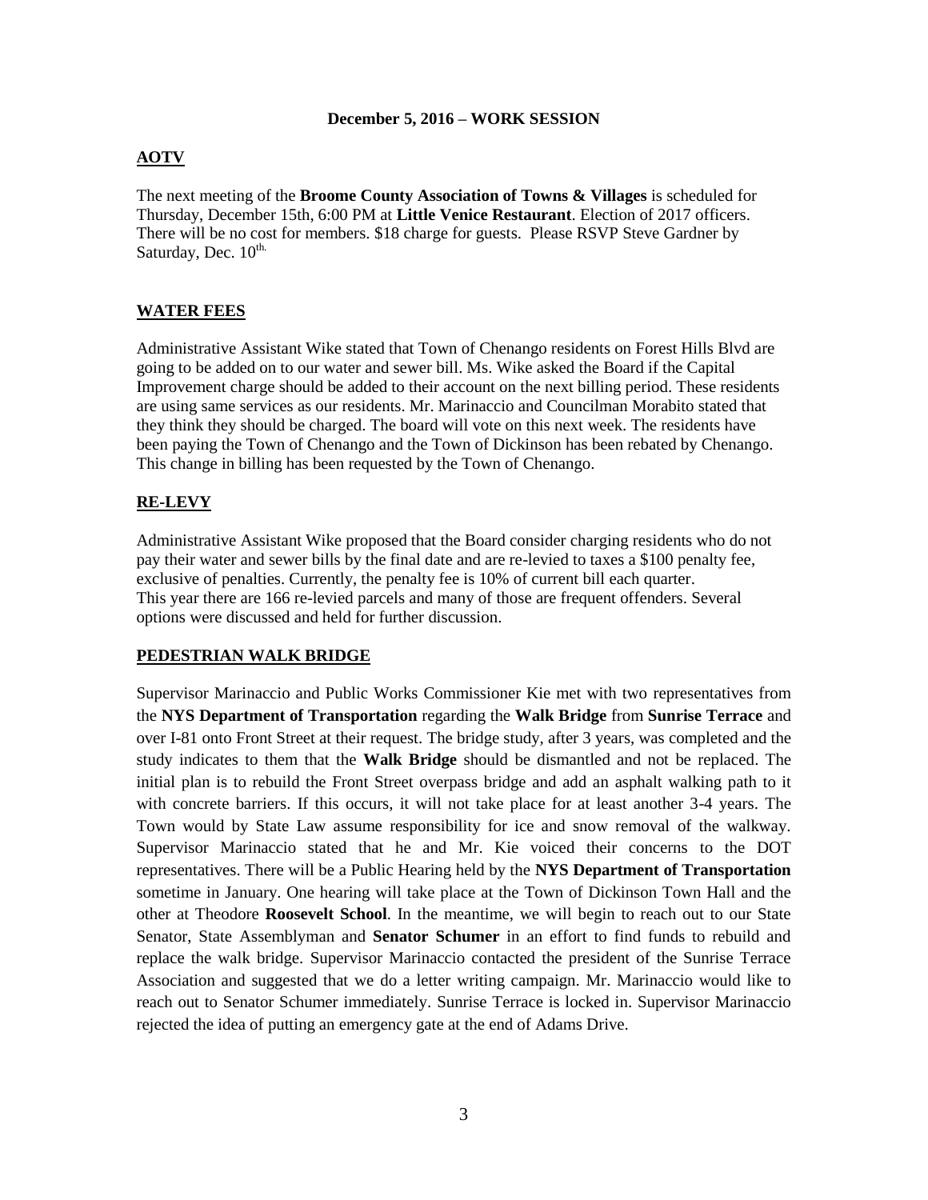**December 5, 2016 – WORK SESSION**

**AOTV**

The next meeting of the **Broome County Association of Towns & Villages** is scheduled for Thursday, December 15th, 6:00 PM at **Little Venice Restaurant**. Election of 2017 officers. There will be no cost for members. $18 charge for guests. Please RSVP Steve Gardner by Saturday, Dec. 10th.

**WATER FEES**

Administrative Assistant Wike stated that Town of Chenango residents on Forest Hills Blvd are going to be added on to our water and sewer bill. Ms. Wike asked the Board if the Capital Improvement charge should be added to their account on the next billing period. These residents are using same services as our residents. Mr. Marinaccio and Councilman Morabito stated that they think they should be charged. The board will vote on this next week. The residents have been paying the Town of Chenango and the Town of Dickinson has been rebated by Chenango. This change in billing has been requested by the Town of Chenango.

**RE-LEVY**

Administrative Assistant Wike proposed that the Board consider charging residents who do not pay their water and sewer bills by the final date and are re-levied to taxes a $100 penalty fee, exclusive of penalties. Currently, the penalty fee is 10% of current bill each quarter. This year there are 166 re-levied parcels and many of those are frequent offenders. Several options were discussed and held for further discussion.

**PEDESTRIAN WALK BRIDGE**

Supervisor Marinaccio and Public Works Commissioner Kie met with two representatives from the **NYS Department of Transportation** regarding the **Walk Bridge** from **Sunrise Terrace** and over I-81 onto Front Street at their request. The bridge study, after 3 years, was completed and the study indicates to them that the **Walk Bridge** should be dismantled and not be replaced. The initial plan is to rebuild the Front Street overpass bridge and add an asphalt walking path to it with concrete barriers. If this occurs, it will not take place for at least another 3-4 years. The Town would by State Law assume responsibility for ice and snow removal of the walkway. Supervisor Marinaccio stated that he and Mr. Kie voiced their concerns to the DOT representatives. There will be a Public Hearing held by the **NYS Department of Transportation** sometime in January. One hearing will take place at the Town of Dickinson Town Hall and the other at Theodore **Roosevelt School**. In the meantime, we will begin to reach out to our State Senator, State Assemblyman and **Senator Schumer** in an effort to find funds to rebuild and replace the walk bridge. Supervisor Marinaccio contacted the president of the Sunrise Terrace Association and suggested that we do a letter writing campaign. Mr. Marinaccio would like to reach out to Senator Schumer immediately. Sunrise Terrace is locked in. Supervisor Marinaccio rejected the idea of putting an emergency gate at the end of Adams Drive.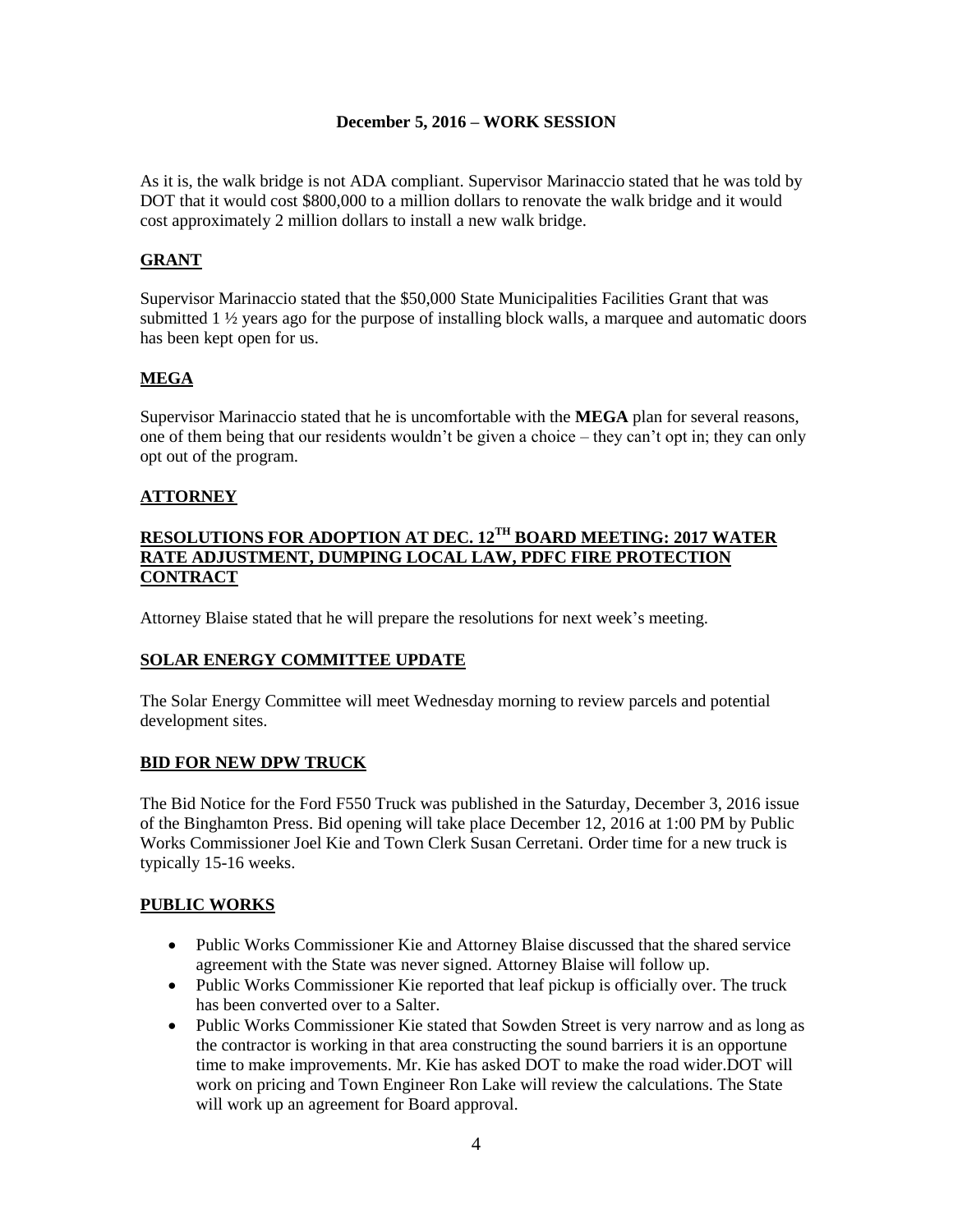**December 5, 2016 – WORK SESSION**

As it is, the walk bridge is not ADA compliant. Supervisor Marinaccio stated that he was told by DOT that it would cost \$800,000 to a million dollars to renovate the walk bridge and it would cost approximately 2 million dollars to install a new walk bridge.

## GRANT

Supervisor Marinaccio stated that the \$50,000 State Municipalities Facilities Grant that was submitted 1 ½ years ago for the purpose of installing block walls, a marquee and automatic doors has been kept open for us.

## MEGA

Supervisor Marinaccio stated that he is uncomfortable with the **MEGA** plan for several reasons, one of them being that our residents wouldn't be given a choice – they can't opt in; they can only opt out of the program.

## ATTORNEY

## RESOLUTIONS FOR ADOPTION AT DEC. 12TH BOARD MEETING: 2017 WATER RATE ADJUSTMENT, DUMPING LOCAL LAW, PDFC FIRE PROTECTION CONTRACT

Attorney Blaise stated that he will prepare the resolutions for next week's meeting.

## SOLAR ENERGY COMMITTEE UPDATE

The Solar Energy Committee will meet Wednesday morning to review parcels and potential development sites.

## BID FOR NEW DPW TRUCK

The Bid Notice for the Ford F550 Truck was published in the Saturday, December 3, 2016 issue of the Binghamton Press. Bid opening will take place December 12, 2016 at 1:00 PM by Public Works Commissioner Joel Kie and Town Clerk Susan Cerretani. Order time for a new truck is typically 15-16 weeks.

## PUBLIC WORKS

- Public Works Commissioner Kie and Attorney Blaise discussed that the shared service agreement with the State was never signed. Attorney Blaise will follow up.
- Public Works Commissioner Kie reported that leaf pickup is officially over. The truck has been converted over to a Salter.
- Public Works Commissioner Kie stated that Sowden Street is very narrow and as long as the contractor is working in that area constructing the sound barriers it is an opportune time to make improvements. Mr. Kie has asked DOT to make the road wider.DOT will work on pricing and Town Engineer Ron Lake will review the calculations. The State will work up an agreement for Board approval.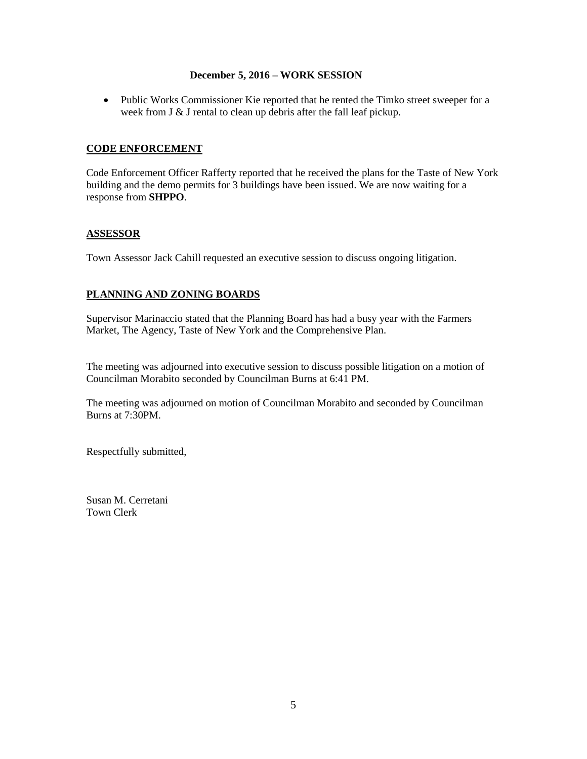**December 5, 2016 – WORK SESSION**

- Public Works Commissioner Kie reported that he rented the Timko street sweeper for a week from J & J rental to clean up debris after the fall leaf pickup.

## CODE ENFORCEMENT

Code Enforcement Officer Rafferty reported that he received the plans for the Taste of New York building and the demo permits for 3 buildings have been issued. We are now waiting for a response from **SHPPO**.

## ASSESSOR

Town Assessor Jack Cahill requested an executive session to discuss ongoing litigation.

## PLANNING AND ZONING BOARDS

Supervisor Marinaccio stated that the Planning Board has had a busy year with the Farmers Market, The Agency, Taste of New York and the Comprehensive Plan.

The meeting was adjourned into executive session to discuss possible litigation on a motion of Councilman Morabito seconded by Councilman Burns at 6:41 PM.

The meeting was adjourned on motion of Councilman Morabito and seconded by Councilman Burns at 7:30PM.

Respectfully submitted,

Susan M. Cerretani
Town Clerk